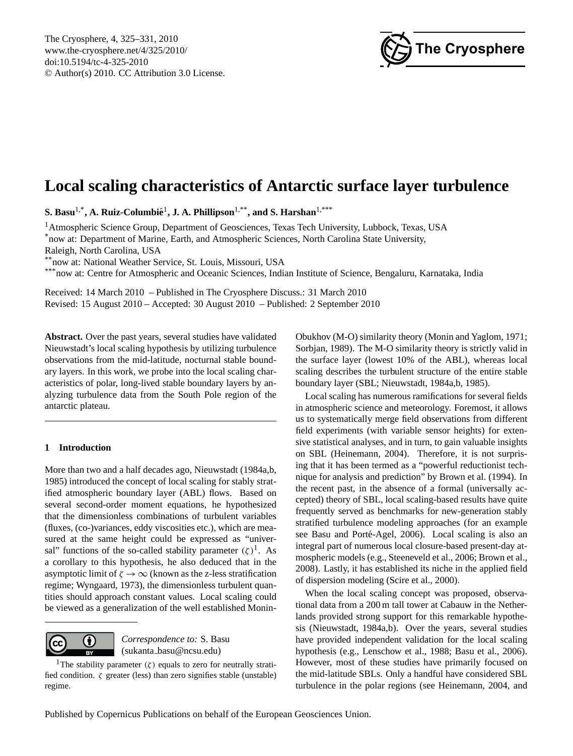# Local scaling characteristics of Antarctic surface layer turbulence

**S. Basu[1,*], A. Ruiz-Columbié[1], J. A. Phillipson[1,**], and S. Harshan[1,***]**

[1]Atmospheric Science Group, Department of Geosciences, Texas Tech University, Lubbock, Texas, USA
[*]now at: Department of Marine, Earth, and Atmospheric Sciences, North Carolina State University, Raleigh, North Carolina, USA
[**]now at: National Weather Service, St. Louis, Missouri, USA
[***]now at: Centre for Atmospheric and Oceanic Sciences, Indian Institute of Science, Bengaluru, Karnataka, India

Received: 14 March 2010 – Published in The Cryosphere Discuss.: 31 March 2010
Revised: 15 August 2010 – Accepted: 30 August 2010 – Published: 2 September 2010

**Abstract.** Over the past years, several studies have validated Nieuwstadt's local scaling hypothesis by utilizing turbulence observations from the mid-latitude, nocturnal stable boundary layers. In this work, we probe into the local scaling characteristics of polar, long-lived stable boundary layers by analyzing turbulence data from the South Pole region of the antarctic plateau.

## 1 Introduction

More than two and a half decades ago, Nieuwstadt (1984a,b, 1985) introduced the concept of local scaling for stably stratified atmospheric boundary layer (ABL) flows. Based on several second-order moment equations, he hypothesized that the dimensionless combinations of turbulent variables (fluxes, (co-)variances, eddy viscosities etc.), which are measured at the same height could be expressed as "universal" functions of the so-called stability parameter ($\zeta$)[1]. As a corollary to this hypothesis, he also deduced that in the asymptotic limit of $\zeta \to \infty$ (known as the z-less stratification regime; Wyngaard, 1973), the dimensionless turbulent quantities should approach constant values. Local scaling could be viewed as a generalization of the well established Monin-Obukhov (M-O) similarity theory (Monin and Yaglom, 1971; Sorbjan, 1989). The M-O similarity theory is strictly valid in the surface layer (lowest 10% of the ABL), whereas local scaling describes the turbulent structure of the entire stable boundary layer (SBL; Nieuwstadt, 1984a,b, 1985).

Local scaling has numerous ramifications for several fields in atmospheric science and meteorology. Foremost, it allows us to systematically merge field observations from different field experiments (with variable sensor heights) for extensive statistical analyses, and in turn, to gain valuable insights on SBL (Heinemann, 2004). Therefore, it is not surprising that it has been termed as a "powerful reductionist technique for analysis and prediction" by Brown et al. (1994). In the recent past, in the absence of a formal (universally accepted) theory of SBL, local scaling-based results have quite frequently served as benchmarks for new-generation stably stratified turbulence modeling approaches (for an example see Basu and Porté-Agel, 2006). Local scaling is also an integral part of numerous local closure-based present-day atmospheric models (e.g., Steeneveld et al., 2006; Brown et al., 2008). Lastly, it has established its niche in the applied field of dispersion modeling (Scire et al., 2000).

When the local scaling concept was proposed, observational data from a 200 m tall tower at Cabauw in the Netherlands provided strong support for this remarkable hypothesis (Nieuwstadt, 1984a,b). Over the years, several studies have provided independent validation for the local scaling hypothesis (e.g., Lenschow et al., 1988; Basu et al., 2006). However, most of these studies have primarily focused on the mid-latitude SBLs. Only a handful have considered SBL turbulence in the polar regions (see Heinemann, 2004, and

*Correspondence to:* S. Basu (sukanta_basu@ncsu.edu)

[1]The stability parameter ($\zeta$) equals to zero for neutrally stratified condition. $\zeta$ greater (less) than zero signifies stable (unstable) regime.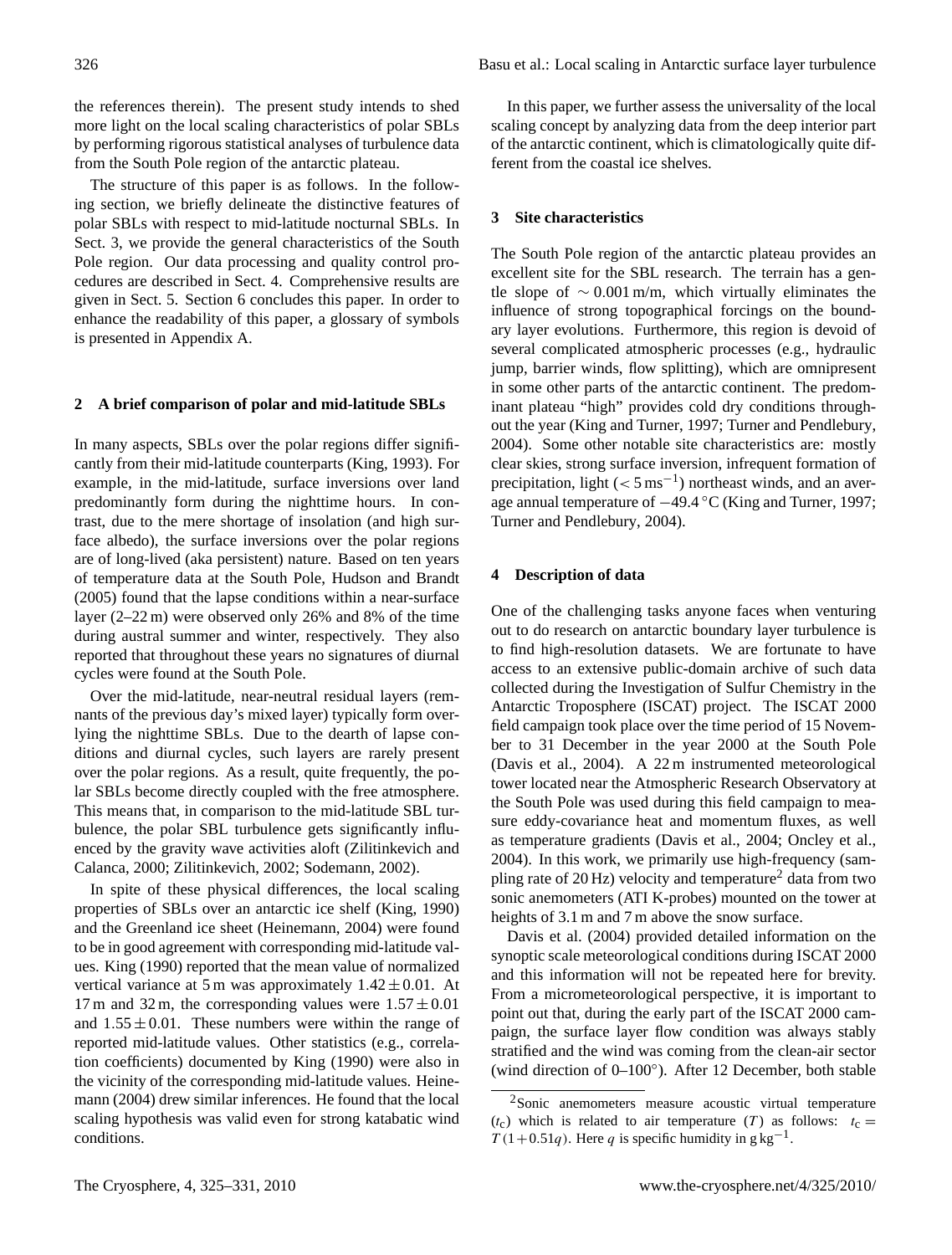the references therein). The present study intends to shed more light on the local scaling characteristics of polar SBLs by performing rigorous statistical analyses of turbulence data from the South Pole region of the antarctic plateau.

The structure of this paper is as follows. In the following section, we briefly delineate the distinctive features of polar SBLs with respect to mid-latitude nocturnal SBLs. In Sect. 3, we provide the general characteristics of the South Pole region. Our data processing and quality control procedures are described in Sect. 4. Comprehensive results are given in Sect. 5. Section 6 concludes this paper. In order to enhance the readability of this paper, a glossary of symbols is presented in Appendix A.

## 2 A brief comparison of polar and mid-latitude SBLs

In many aspects, SBLs over the polar regions differ significantly from their mid-latitude counterparts (King, 1993). For example, in the mid-latitude, surface inversions over land predominantly form during the nighttime hours. In contrast, due to the mere shortage of insolation (and high surface albedo), the surface inversions over the polar regions are of long-lived (aka persistent) nature. Based on ten years of temperature data at the South Pole, Hudson and Brandt (2005) found that the lapse conditions within a near-surface layer (2–22 m) were observed only 26% and 8% of the time during austral summer and winter, respectively. They also reported that throughout these years no signatures of diurnal cycles were found at the South Pole.

Over the mid-latitude, near-neutral residual layers (remnants of the previous day's mixed layer) typically form overlying the nighttime SBLs. Due to the dearth of lapse conditions and diurnal cycles, such layers are rarely present over the polar regions. As a result, quite frequently, the polar SBLs become directly coupled with the free atmosphere. This means that, in comparison to the mid-latitude SBL turbulence, the polar SBL turbulence gets significantly influenced by the gravity wave activities aloft (Zilitinkevich and Calanca, 2000; Zilitinkevich, 2002; Sodemann, 2002).

In spite of these physical differences, the local scaling properties of SBLs over an antarctic ice shelf (King, 1990) and the Greenland ice sheet (Heinemann, 2004) were found to be in good agreement with corresponding mid-latitude values. King (1990) reported that the mean value of normalized vertical variance at 5 m was approximately $1.42 \pm 0.01$. At 17 m and 32 m, the corresponding values were $1.57 \pm 0.01$ and $1.55 \pm 0.01$. These numbers were within the range of reported mid-latitude values. Other statistics (e.g., correlation coefficients) documented by King (1990) were also in the vicinity of the corresponding mid-latitude values. Heinemann (2004) drew similar inferences. He found that the local scaling hypothesis was valid even for strong katabatic wind conditions.

In this paper, we further assess the universality of the local scaling concept by analyzing data from the deep interior part of the antarctic continent, which is climatologically quite different from the coastal ice shelves.

## 3 Site characteristics

The South Pole region of the antarctic plateau provides an excellent site for the SBL research. The terrain has a gentle slope of $\sim 0.001$ m/m, which virtually eliminates the influence of strong topographical forcings on the boundary layer evolutions. Furthermore, this region is devoid of several complicated atmospheric processes (e.g., hydraulic jump, barrier winds, flow splitting), which are omnipresent in some other parts of the antarctic continent. The predominant plateau "high" provides cold dry conditions throughout the year (King and Turner, 1997; Turner and Pendlebury, 2004). Some other notable site characteristics are: mostly clear skies, strong surface inversion, infrequent formation of precipitation, light ($< 5\,\mathrm{m\,s^{-1}}$) northeast winds, and an average annual temperature of $-49.4\,^{\circ}$C (King and Turner, 1997; Turner and Pendlebury, 2004).

## 4 Description of data

One of the challenging tasks anyone faces when venturing out to do research on antarctic boundary layer turbulence is to find high-resolution datasets. We are fortunate to have access to an extensive public-domain archive of such data collected during the Investigation of Sulfur Chemistry in the Antarctic Troposphere (ISCAT) project. The ISCAT 2000 field campaign took place over the time period of 15 November to 31 December in the year 2000 at the South Pole (Davis et al., 2004). A 22 m instrumented meteorological tower located near the Atmospheric Research Observatory at the South Pole was used during this field campaign to measure eddy-covariance heat and momentum fluxes, as well as temperature gradients (Davis et al., 2004; Oncley et al., 2004). In this work, we primarily use high-frequency (sampling rate of 20 Hz) velocity and temperature[2] data from two sonic anemometers (ATI K-probes) mounted on the tower at heights of 3.1 m and 7 m above the snow surface.

Davis et al. (2004) provided detailed information on the synoptic scale meteorological conditions during ISCAT 2000 and this information will not be repeated here for brevity. From a micrometeorological perspective, it is important to point out that, during the early part of the ISCAT 2000 campaign, the surface layer flow condition was always stably stratified and the wind was coming from the clean-air sector (wind direction of 0–100°). After 12 December, both stable

[2] Sonic anemometers measure acoustic virtual temperature ($t_c$) which is related to air temperature ($T$) as follows: $t_c = T\,(1 + 0.51q)$. Here $q$ is specific humidity in $\mathrm{g\,kg^{-1}}$.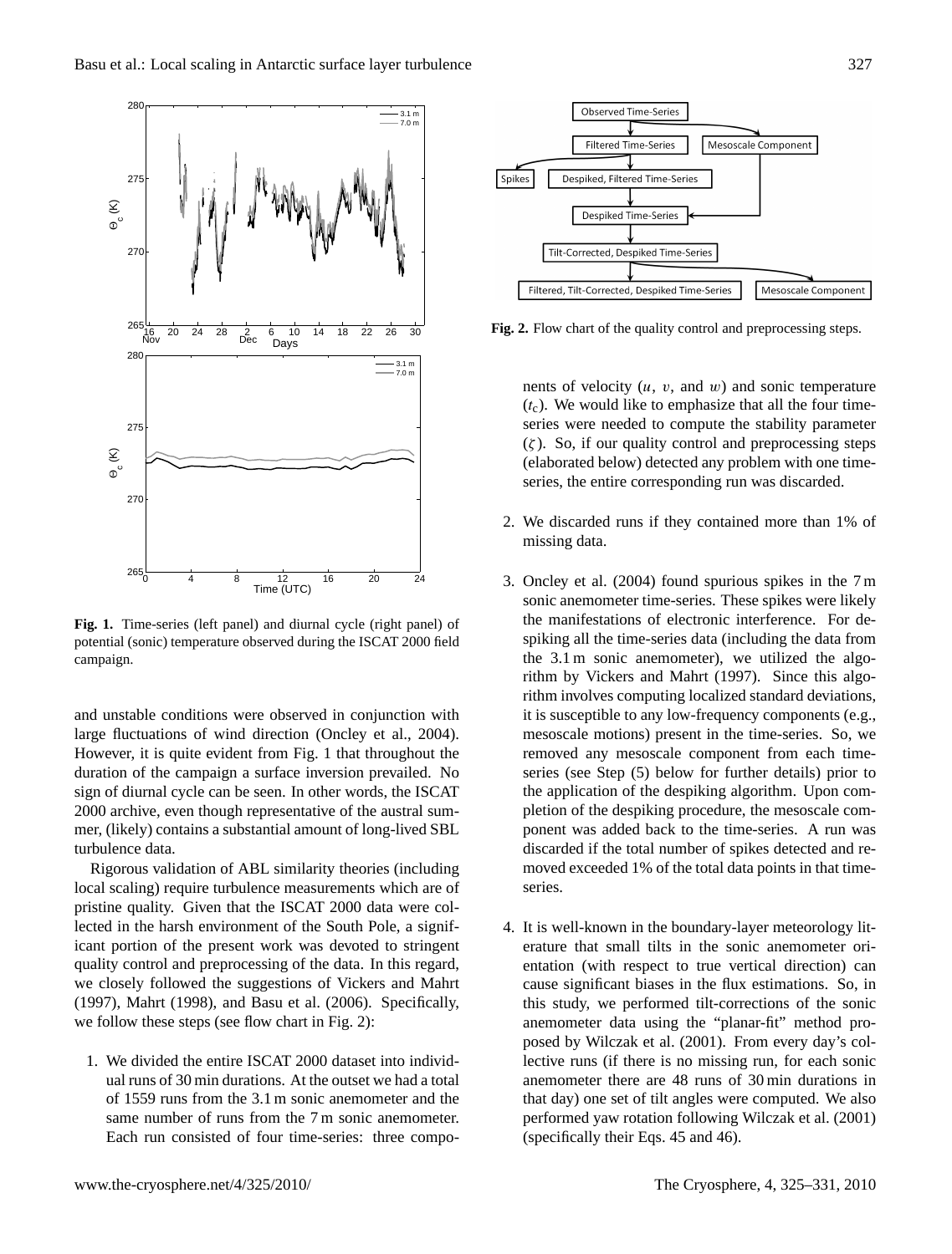Fig. 1. Time-series (left panel) and diurnal cycle (right panel) of potential (sonic) temperature observed during the ISCAT 2000 field campaign.

Fig. 2. Flow chart of the quality control and preprocessing steps.

and unstable conditions were observed in conjunction with large fluctuations of wind direction (Oncley et al., 2004). However, it is quite evident from Fig. 1 that throughout the duration of the campaign a surface inversion prevailed. No sign of diurnal cycle can be seen. In other words, the ISCAT 2000 archive, even though representative of the austral summer, (likely) contains a substantial amount of long-lived SBL turbulence data.

Rigorous validation of ABL similarity theories (including local scaling) require turbulence measurements which are of pristine quality. Given that the ISCAT 2000 data were collected in the harsh environment of the South Pole, a significant portion of the present work was devoted to stringent quality control and preprocessing of the data. In this regard, we closely followed the suggestions of Vickers and Mahrt (1997), Mahrt (1998), and Basu et al. (2006). Specifically, we follow these steps (see flow chart in Fig. 2):

1. We divided the entire ISCAT 2000 dataset into individual runs of 30 min durations. At the outset we had a total of 1559 runs from the 3.1 m sonic anemometer and the same number of runs from the 7 m sonic anemometer. Each run consisted of four time-series: three components of velocity ($u$, $v$, and $w$) and sonic temperature ($t_c$). We would like to emphasize that all the four time-series were needed to compute the stability parameter ($\zeta$). So, if our quality control and preprocessing steps (elaborated below) detected any problem with one time-series, the entire corresponding run was discarded.

2. We discarded runs if they contained more than 1% of missing data.

3. Oncley et al. (2004) found spurious spikes in the 7 m sonic anemometer time-series. These spikes were likely the manifestations of electronic interference. For despiking all the time-series data (including the data from the 3.1 m sonic anemometer), we utilized the algorithm by Vickers and Mahrt (1997). Since this algorithm involves computing localized standard deviations, it is susceptible to any low-frequency components (e.g., mesoscale motions) present in the time-series. So, we removed any mesoscale component from each time-series (see Step (5) below for further details) prior to the application of the despiking algorithm. Upon completion of the despiking procedure, the mesoscale component was added back to the time-series. A run was discarded if the total number of spikes detected and removed exceeded 1% of the total data points in that time-series.

4. It is well-known in the boundary-layer meteorology literature that small tilts in the sonic anemometer orientation (with respect to true vertical direction) can cause significant biases in the flux estimations. So, in this study, we performed tilt-corrections of the sonic anemometer data using the "planar-fit" method proposed by Wilczak et al. (2001). From every day's collective runs (if there is no missing run, for each sonic anemometer there are 48 runs of 30 min durations in that day) one set of tilt angles were computed. We also performed yaw rotation following Wilczak et al. (2001) (specifically their Eqs. 45 and 46).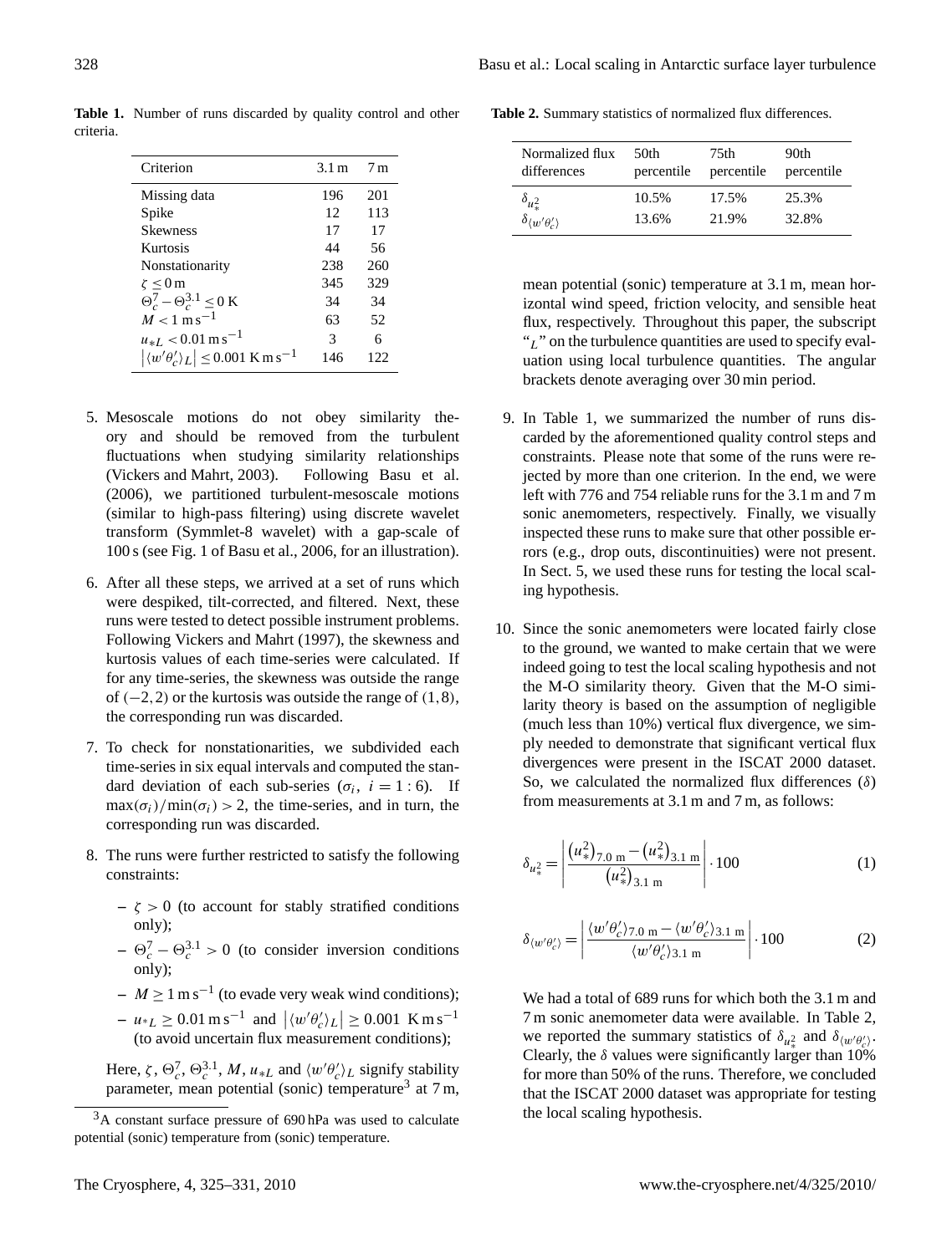**Table 1.** Number of runs discarded by quality control and other criteria.

| Criterion | 3.1 m | 7 m |
|---|---|---|
| Missing data | 196 | 201 |
| Spike | 12 | 113 |
| Skewness | 17 | 17 |
| Kurtosis | 44 | 56 |
| Nonstationarity | 238 | 260 |
| $\zeta \le 0$ m | 345 | 329 |
| $\Theta_c^7 - \Theta_c^{3.1} \le 0$ K | 34 | 34 |
| $M < 1$ m s$^{-1}$ | 63 | 52 |
| $u_{*L} < 0.01$ m s$^{-1}$ | 3 | 6 |
| $\lvert \langle w'\theta_c' \rangle_L \rvert \le 0.001$ K m s$^{-1}$ | 146 | 122 |

5. Mesoscale motions do not obey similarity theory and should be removed from the turbulent fluctuations when studying similarity relationships (Vickers and Mahrt, 2003). Following Basu et al. (2006), we partitioned turbulent-mesoscale motions (similar to high-pass filtering) using discrete wavelet transform (Symmlet-8 wavelet) with a gap-scale of 100 s (see Fig. 1 of Basu et al., 2006, for an illustration).

6. After all these steps, we arrived at a set of runs which were despiked, tilt-corrected, and filtered. Next, these runs were tested to detect possible instrument problems. Following Vickers and Mahrt (1997), the skewness and kurtosis values of each time-series were calculated. If for any time-series, the skewness was outside the range of $(-2, 2)$ or the kurtosis was outside the range of $(1, 8)$, the corresponding run was discarded.

7. To check for nonstationarities, we subdivided each time-series in six equal intervals and computed the standard deviation of each sub-series ($\sigma_i$, $i = 1:6$). If $\max(\sigma_i)/\min(\sigma_i) > 2$, the time-series, and in turn, the corresponding run was discarded.

8. The runs were further restricted to satisfy the following constraints:

   – $\zeta > 0$ (to account for stably stratified conditions only);

   – $\Theta_c^7 - \Theta_c^{3.1} > 0$ (to consider inversion conditions only);

   – $M \ge 1$ m s$^{-1}$ (to evade very weak wind conditions);

   – $u_{*L} \ge 0.01$ m s$^{-1}$ and $\lvert \langle w'\theta_c' \rangle_L \rvert \ge 0.001$ K m s$^{-1}$ (to avoid uncertain flux measurement conditions);

   Here, $\zeta$, $\Theta_c^7$, $\Theta_c^{3.1}$, $M$, $u_{*L}$ and $\langle w'\theta_c' \rangle_L$ signify stability parameter, mean potential (sonic) temperature[3] at 7 m, mean potential (sonic) temperature at 3.1 m, mean horizontal wind speed, friction velocity, and sensible heat flux, respectively. Throughout this paper, the subscript "$_L$" on the turbulence quantities are used to specify evaluation using local turbulence quantities. The angular brackets denote averaging over 30 min period.

9. In Table 1, we summarized the number of runs discarded by the aforementioned quality control steps and constraints. Please note that some of the runs were rejected by more than one criterion. In the end, we were left with 776 and 754 reliable runs for the 3.1 m and 7 m sonic anemometers, respectively. Finally, we visually inspected these runs to make sure that other possible errors (e.g., drop outs, discontinuities) were not present. In Sect. 5, we used these runs for testing the local scaling hypothesis.

10. Since the sonic anemometers were located fairly close to the ground, we wanted to make certain that we were indeed going to test the local scaling hypothesis and not the M-O similarity theory. Given that the M-O similarity theory is based on the assumption of negligible (much less than 10%) vertical flux divergence, we simply needed to demonstrate that significant vertical flux divergences were present in the ISCAT 2000 dataset. So, we calculated the normalized flux differences ($\delta$) from measurements at 3.1 m and 7 m, as follows:

$$\delta_{u_*^2} = \left| \frac{\left(u_*^2\right)_{7.0\text{ m}} - \left(u_*^2\right)_{3.1\text{ m}}}{\left(u_*^2\right)_{3.1\text{ m}}} \right| \cdot 100 \quad (1)$$

$$\delta_{\langle w'\theta_c' \rangle} = \left| \frac{\langle w'\theta_c' \rangle_{7.0\text{ m}} - \langle w'\theta_c' \rangle_{3.1\text{ m}}}{\langle w'\theta_c' \rangle_{3.1\text{ m}}} \right| \cdot 100 \quad (2)$$

We had a total of 689 runs for which both the 3.1 m and 7 m sonic anemometer data were available. In Table 2, we reported the summary statistics of $\delta_{u_*^2}$ and $\delta_{\langle w'\theta_c' \rangle}$. Clearly, the $\delta$ values were significantly larger than 10% for more than 50% of the runs. Therefore, we concluded that the ISCAT 2000 dataset was appropriate for testing the local scaling hypothesis.

**Table 2.** Summary statistics of normalized flux differences.

| Normalized flux differences | 50th percentile | 75th percentile | 90th percentile |
|---|---|---|---|
| $\delta_{u_*^2}$ | 10.5% | 17.5% | 25.3% |
| $\delta_{\langle w'\theta_c' \rangle}$ | 13.6% | 21.9% | 32.8% |

[3] A constant surface pressure of 690 hPa was used to calculate potential (sonic) temperature from (sonic) temperature.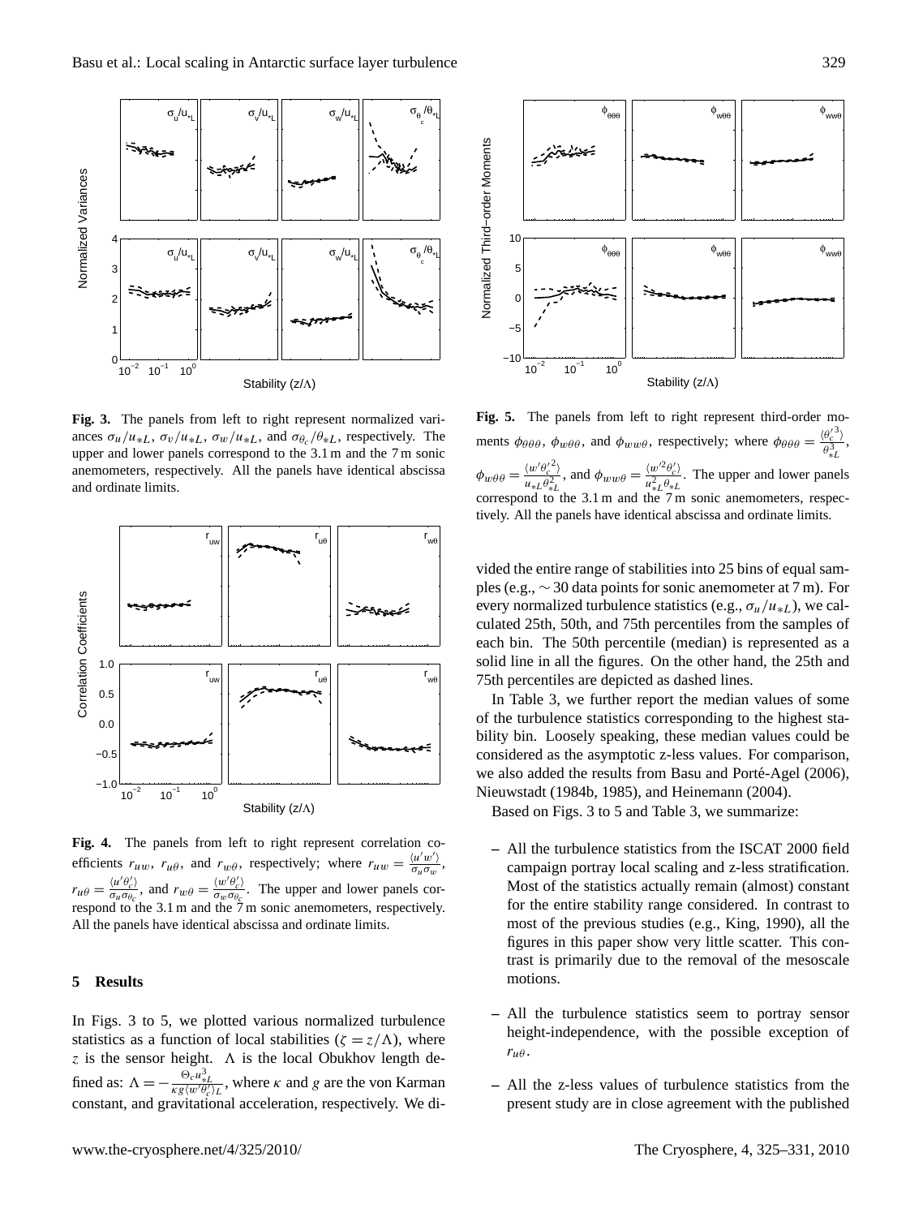**Fig. 3.** The panels from left to right represent normalized variances $\sigma_u/u_{*L}$, $\sigma_v/u_{*L}$, $\sigma_w/u_{*L}$, and $\sigma_{\theta_c}/\theta_{*L}$, respectively. The upper and lower panels correspond to the 3.1 m and the 7 m sonic anemometers, respectively. All the panels have identical abscissa and ordinate limits.

**Fig. 4.** The panels from left to right represent correlation coefficients $r_{uw}$, $r_{u\theta}$, and $r_{w\theta}$, respectively; where $r_{uw} = \frac{\langle u'w' \rangle}{\sigma_u \sigma_w}$, $r_{u\theta} = \frac{\langle u'\theta_c' \rangle}{\sigma_u \sigma_{\theta_c}}$, and $r_{w\theta} = \frac{\langle w'\theta_c' \rangle}{\sigma_w \sigma_{\theta_c}}$. The upper and lower panels correspond to the 3.1 m and the 7 m sonic anemometers, respectively. All the panels have identical abscissa and ordinate limits.

## 5 Results

In Figs. 3 to 5, we plotted various normalized turbulence statistics as a function of local stabilities ($\zeta = z/\Lambda$), where $z$ is the sensor height. $\Lambda$ is the local Obukhov length defined as: $\Lambda = -\frac{\Theta_c u_{*L}^3}{\kappa g \langle w'\theta_c' \rangle_L}$, where $\kappa$ and $g$ are the von Karman constant, and gravitational acceleration, respectively. We divided the entire range of stabilities into 25 bins of equal samples (e.g., $\sim 30$ data points for sonic anemometer at 7 m). For every normalized turbulence statistics (e.g., $\sigma_u/u_{*L}$), we calculated 25th, 50th, and 75th percentiles from the samples of each bin. The 50th percentile (median) is represented as a solid line in all the figures. On the other hand, the 25th and 75th percentiles are depicted as dashed lines.

**Fig. 5.** The panels from left to right represent third-order moments $\phi_{\theta\theta\theta}$, $\phi_{w\theta\theta}$, and $\phi_{ww\theta}$, respectively; where $\phi_{\theta\theta\theta} = \frac{\langle \theta_c'^3 \rangle}{\theta_{*L}^3}$, $\phi_{w\theta\theta} = \frac{\langle w'\theta_c'^2 \rangle}{u_{*L}\theta_{*L}^2}$, and $\phi_{ww\theta} = \frac{\langle w'^2\theta_c' \rangle}{u_{*L}^2\theta_{*L}}$. The upper and lower panels correspond to the 3.1 m and the 7 m sonic anemometers, respectively. All the panels have identical abscissa and ordinate limits.

In Table 3, we further report the median values of some of the turbulence statistics corresponding to the highest stability bin. Loosely speaking, these median values could be considered as the asymptotic z-less values. For comparison, we also added the results from Basu and Porté-Agel (2006), Nieuwstadt (1984b, 1985), and Heinemann (2004).

Based on Figs. 3 to 5 and Table 3, we summarize:

- All the turbulence statistics from the ISCAT 2000 field campaign portray local scaling and z-less stratification. Most of the statistics actually remain (almost) constant for the entire stability range considered. In contrast to most of the previous studies (e.g., King, 1990), all the figures in this paper show very little scatter. This contrast is primarily due to the removal of the mesoscale motions.

- All the turbulence statistics seem to portray sensor height-independence, with the possible exception of $r_{u\theta}$.

- All the z-less values of turbulence statistics from the present study are in close agreement with the published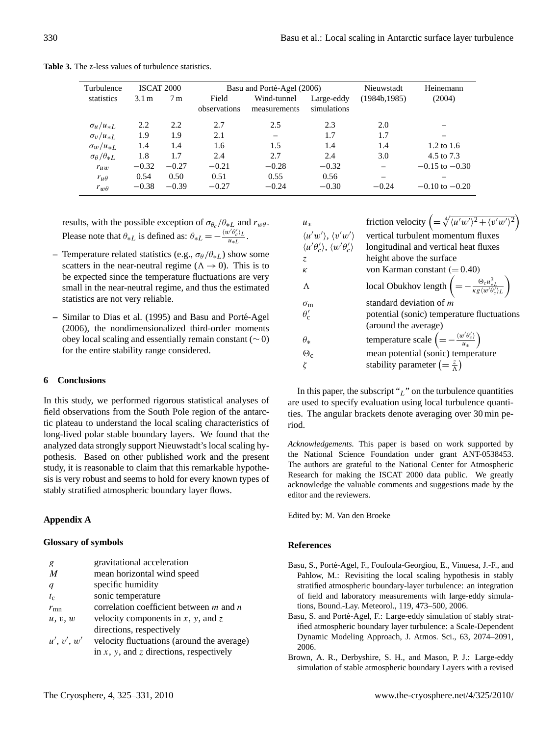**Table 3.** The z-less values of turbulence statistics.

| Turbulence statistics | ISCAT 2000 | | Basu and Porté-Agel (2006) | | | Nieuwstadt (1984b,1985) | Heinemann (2004) |
|---|---|---|---|---|---|---|---|
| | 3.1 m | 7 m | Field observations | Wind-tunnel measurements | Large-eddy simulations | | |
| $\sigma_u/u_{*L}$ | 2.2 | 2.2 | 2.7 | 2.5 | 2.3 | 2.0 | – |
| $\sigma_v/u_{*L}$ | 1.9 | 1.9 | 2.1 | – | 1.7 | 1.7 | – |
| $\sigma_w/u_{*L}$ | 1.4 | 1.4 | 1.6 | 1.5 | 1.4 | 1.4 | 1.2 to 1.6 |
| $\sigma_\theta/\theta_{*L}$ | 1.8 | 1.7 | 2.4 | 2.7 | 2.4 | 3.0 | 4.5 to 7.3 |
| $r_{uw}$ | −0.32 | −0.27 | −0.21 | −0.28 | −0.32 | – | −0.15 to −0.30 |
| $r_{u\theta}$ | 0.54 | 0.50 | 0.51 | 0.55 | 0.56 | – | – |
| $r_{w\theta}$ | −0.38 | −0.39 | −0.27 | −0.24 | −0.30 | −0.24 | −0.10 to −0.20 |

results, with the possible exception of $\sigma_{\theta_c}/\theta_{*L}$ and $r_{w\theta}$. Please note that $\theta_{*L}$ is defined as: $\theta_{*L} = -\frac{\langle w'\theta_c'\rangle_L}{u_{*L}}$.

- Temperature related statistics (e.g., $\sigma_\theta/\theta_{*L}$) show some scatters in the near-neutral regime ($\Lambda \to 0$). This is to be expected since the temperature fluctuations are very small in the near-neutral regime, and thus the estimated statistics are not very reliable.
- Similar to Dias et al. (1995) and Basu and Porté-Agel (2006), the nondimensionalized third-order moments obey local scaling and essentially remain constant ($\sim 0$) for the entire stability range considered.

## 6 Conclusions

In this study, we performed rigorous statistical analyses of field observations from the South Pole region of the antarctic plateau to understand the local scaling characteristics of long-lived polar stable boundary layers. We found that the analyzed data strongly support Nieuwstadt's local scaling hypothesis. Based on other published work and the present study, it is reasonable to claim that this remarkable hypothesis is very robust and seems to hold for every known types of stably stratified atmospheric boundary layer flows.

## Appendix A

### Glossary of symbols

| | |
|---|---|
| $g$ | gravitational acceleration |
| $M$ | mean horizontal wind speed |
| $q$ | specific humidity |
| $t_c$ | sonic temperature |
| $r_{mn}$ | correlation coefficient between $m$ and $n$ |
| $u$, $v$, $w$ | velocity components in $x$, $y$, and $z$ directions, respectively |
| $u'$, $v'$, $w'$ | velocity fluctuations (around the average) in $x$, $y$, and $z$ directions, respectively |
| $u_*$ | friction velocity $\left(= \sqrt[4]{\langle u'w'\rangle^2 + \langle v'w'\rangle^2}\right)$ |
| $\langle u'w'\rangle$, $\langle v'w'\rangle$ | vertical turbulent momentum fluxes |
| $\langle u'\theta_c'\rangle$, $\langle w'\theta_c'\rangle$ | longitudinal and vertical heat fluxes |
| $z$ | height above the surface |
| $\kappa$ | von Karman constant ($= 0.40$) |
| $\Lambda$ | local Obukhov length $\left(= -\frac{\Theta_c u_{*L}^3}{\kappa g \langle w'\theta_c'\rangle_L}\right)$ |
| $\sigma_m$ | standard deviation of $m$ |
| $\theta_c'$ | potential (sonic) temperature fluctuations (around the average) |
| $\theta_*$ | temperature scale $\left(= -\frac{\langle w'\theta_c'\rangle}{u_*}\right)$ |
| $\Theta_c$ | mean potential (sonic) temperature |
| $\zeta$ | stability parameter $\left(= \frac{z}{\Lambda}\right)$ |

In this paper, the subscript "$_L$" on the turbulence quantities are used to specify evaluation using local turbulence quantities. The angular brackets denote averaging over 30 min period.

*Acknowledgements.* This paper is based on work supported by the National Science Foundation under grant ANT-0538453. The authors are grateful to the National Center for Atmospheric Research for making the ISCAT 2000 data public. We greatly acknowledge the valuable comments and suggestions made by the editor and the reviewers.

Edited by: M. Van den Broeke

## References

Basu, S., Porté-Agel, F., Foufoula-Georgiou, E., Vinuesa, J.-F., and Pahlow, M.: Revisiting the local scaling hypothesis in stably stratified atmospheric boundary-layer turbulence: an integration of field and laboratory measurements with large-eddy simulations, Bound.-Lay. Meteorol., 119, 473–500, 2006.

Basu, S. and Porté-Agel, F.: Large-eddy simulation of stably stratified atmospheric boundary layer turbulence: a Scale-Dependent Dynamic Modeling Approach, J. Atmos. Sci., 63, 2074–2091, 2006.

Brown, A. R., Derbyshire, S. H., and Mason, P. J.: Large-eddy simulation of stable atmospheric boundary Layers with a revised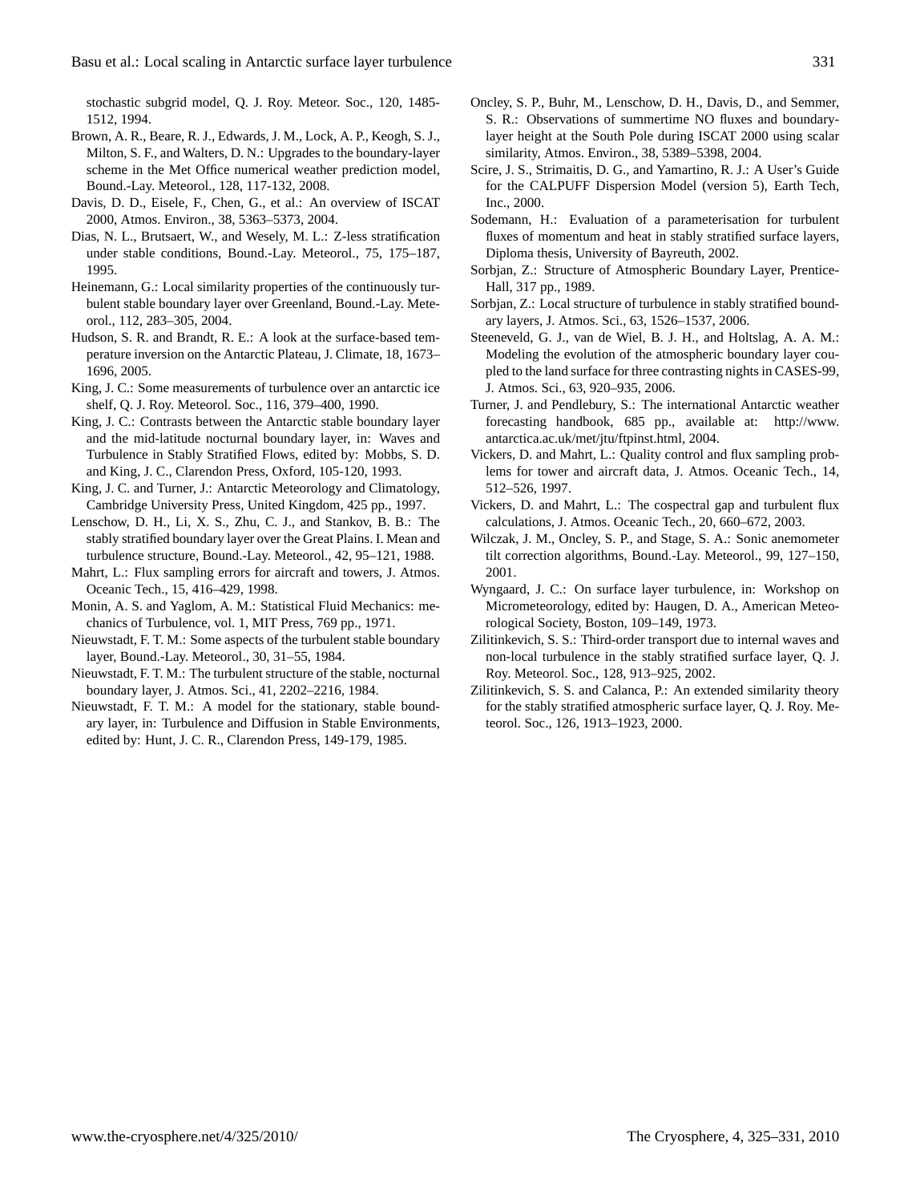stochastic subgrid model, Q. J. Roy. Meteor. Soc., 120, 1485-1512, 1994.

Brown, A. R., Beare, R. J., Edwards, J. M., Lock, A. P., Keogh, S. J., Milton, S. F., and Walters, D. N.: Upgrades to the boundary-layer scheme in the Met Office numerical weather prediction model, Bound.-Lay. Meteorol., 128, 117-132, 2008.

Davis, D. D., Eisele, F., Chen, G., et al.: An overview of ISCAT 2000, Atmos. Environ., 38, 5363–5373, 2004.

Dias, N. L., Brutsaert, W., and Wesely, M. L.: Z-less stratification under stable conditions, Bound.-Lay. Meteorol., 75, 175–187, 1995.

Heinemann, G.: Local similarity properties of the continuously turbulent stable boundary layer over Greenland, Bound.-Lay. Meteorol., 112, 283–305, 2004.

Hudson, S. R. and Brandt, R. E.: A look at the surface-based temperature inversion on the Antarctic Plateau, J. Climate, 18, 1673–1696, 2005.

King, J. C.: Some measurements of turbulence over an antarctic ice shelf, Q. J. Roy. Meteorol. Soc., 116, 379–400, 1990.

King, J. C.: Contrasts between the Antarctic stable boundary layer and the mid-latitude nocturnal boundary layer, in: Waves and Turbulence in Stably Stratified Flows, edited by: Mobbs, S. D. and King, J. C., Clarendon Press, Oxford, 105-120, 1993.

King, J. C. and Turner, J.: Antarctic Meteorology and Climatology, Cambridge University Press, United Kingdom, 425 pp., 1997.

Lenschow, D. H., Li, X. S., Zhu, C. J., and Stankov, B. B.: The stably stratified boundary layer over the Great Plains. I. Mean and turbulence structure, Bound.-Lay. Meteorol., 42, 95–121, 1988.

Mahrt, L.: Flux sampling errors for aircraft and towers, J. Atmos. Oceanic Tech., 15, 416–429, 1998.

Monin, A. S. and Yaglom, A. M.: Statistical Fluid Mechanics: mechanics of Turbulence, vol. 1, MIT Press, 769 pp., 1971.

Nieuwstadt, F. T. M.: Some aspects of the turbulent stable boundary layer, Bound.-Lay. Meteorol., 30, 31–55, 1984.

Nieuwstadt, F. T. M.: The turbulent structure of the stable, nocturnal boundary layer, J. Atmos. Sci., 41, 2202–2216, 1984.

Nieuwstadt, F. T. M.: A model for the stationary, stable boundary layer, in: Turbulence and Diffusion in Stable Environments, edited by: Hunt, J. C. R., Clarendon Press, 149-179, 1985.

Oncley, S. P., Buhr, M., Lenschow, D. H., Davis, D., and Semmer, S. R.: Observations of summertime NO fluxes and boundary-layer height at the South Pole during ISCAT 2000 using scalar similarity, Atmos. Environ., 38, 5389–5398, 2004.

Scire, J. S., Strimaitis, D. G., and Yamartino, R. J.: A User's Guide for the CALPUFF Dispersion Model (version 5), Earth Tech, Inc., 2000.

Sodemann, H.: Evaluation of a parameterisation for turbulent fluxes of momentum and heat in stably stratified surface layers, Diploma thesis, University of Bayreuth, 2002.

Sorbjan, Z.: Structure of Atmospheric Boundary Layer, Prentice-Hall, 317 pp., 1989.

Sorbjan, Z.: Local structure of turbulence in stably stratified boundary layers, J. Atmos. Sci., 63, 1526–1537, 2006.

Steeneveld, G. J., van de Wiel, B. J. H., and Holtslag, A. A. M.: Modeling the evolution of the atmospheric boundary layer coupled to the land surface for three contrasting nights in CASES-99, J. Atmos. Sci., 63, 920–935, 2006.

Turner, J. and Pendlebury, S.: The international Antarctic weather forecasting handbook, 685 pp., available at: http://www.antarctica.ac.uk/met/jtu/ftpinst.html, 2004.

Vickers, D. and Mahrt, L.: Quality control and flux sampling problems for tower and aircraft data, J. Atmos. Oceanic Tech., 14, 512–526, 1997.

Vickers, D. and Mahrt, L.: The cospectral gap and turbulent flux calculations, J. Atmos. Oceanic Tech., 20, 660–672, 2003.

Wilczak, J. M., Oncley, S. P., and Stage, S. A.: Sonic anemometer tilt correction algorithms, Bound.-Lay. Meteorol., 99, 127–150, 2001.

Wyngaard, J. C.: On surface layer turbulence, in: Workshop on Micrometeorology, edited by: Haugen, D. A., American Meteorological Society, Boston, 109–149, 1973.

Zilitinkevich, S. S.: Third-order transport due to internal waves and non-local turbulence in the stably stratified surface layer, Q. J. Roy. Meteorol. Soc., 128, 913–925, 2002.

Zilitinkevich, S. S. and Calanca, P.: An extended similarity theory for the stably stratified atmospheric surface layer, Q. J. Roy. Meteorol. Soc., 126, 1913–1923, 2000.